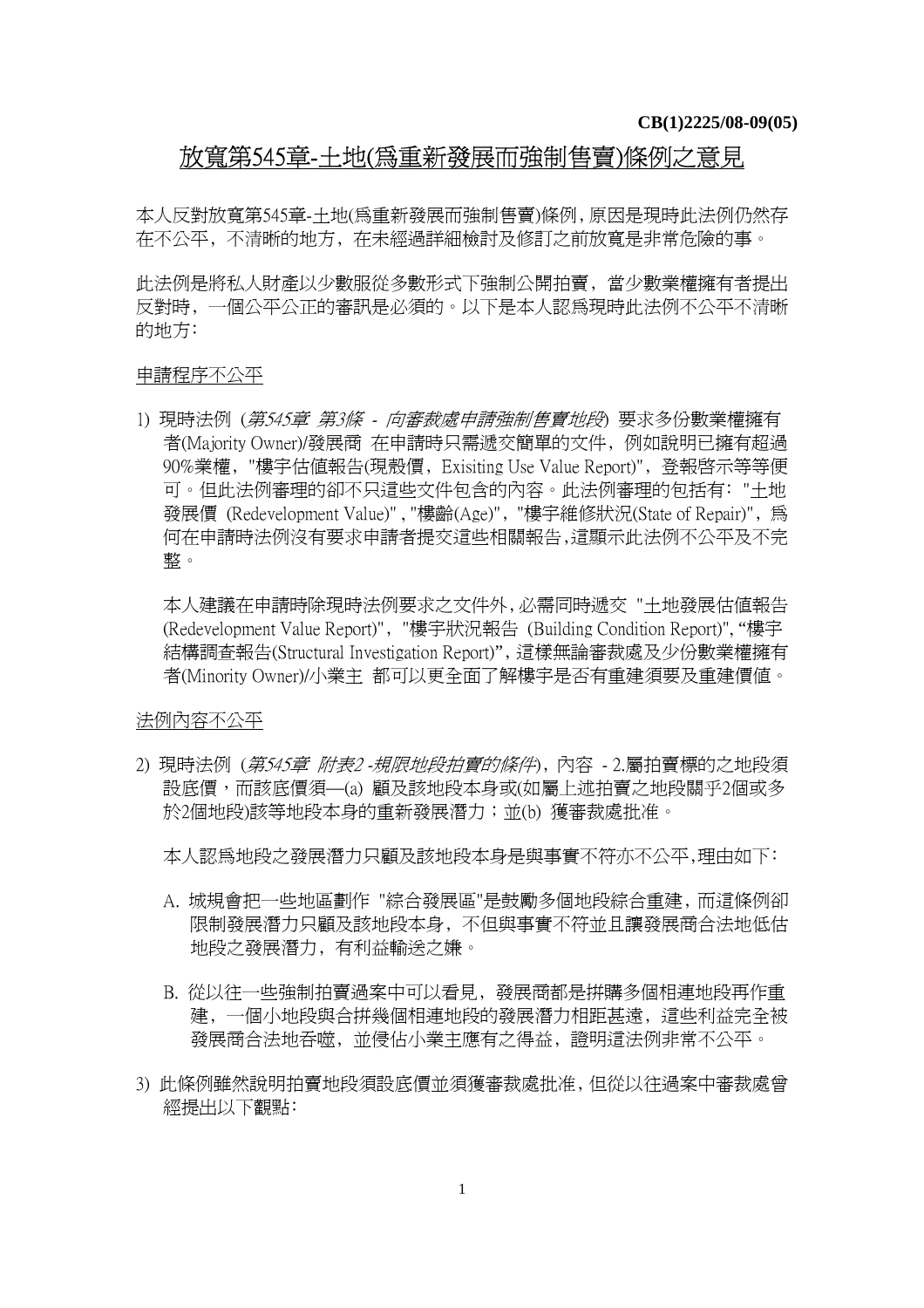**CB(1)2225/08-09(05)**

# 放寬第545章-土地(爲重新發展而強制售賣)條例之意見

本人反對放寬第545章-土地(爲重新發展而強制售賣)條例，原因是現時此法例仍然存在不公平，不清晰的地方，在未經過詳細檢討及修訂之前放寬是非常危險的事。

此法例是將私人財產以少數服從多數形式下強制公開拍賣，當少數業權擁有者提出反對時，一個公平公正的審訊是必須的。以下是本人認爲現時此法例不公平不清晰的地方：

## 申請程序不公平

1) 現時法例 (*第545章 第3條 - 向審裁處申請強制售賣地段*) 要求多份數業權擁有者(Majority Owner)/發展商 在申請時只需遞交簡單的文件，例如說明已擁有超過90%業權，"樓宇估值報告(現殼價，Exisiting Use Value Report)"，登報啓示等等便可。但此法例審理的卻不只這些文件包含的內容。此法例審理的包括有："土地發展價 (Redevelopment Value)"，"樓齡(Age)"，"樓宇維修狀況(State of Repair)"，爲何在申請時法例沒有要求申請者提交這些相關報告，這顯示此法例不公平及不完整。

   本人建議在申請時除現時法例要求之文件外，必需同時遞交 "土地發展估值報告(Redevelopment Value Report)"，"樓宇狀況報告 (Building Condition Report)"，"樓宇結構調查報告(Structural Investigation Report)"，這樣無論審裁處及少份數業權擁有者(Minority Owner)/小業主 都可以更全面了解樓宇是否有重建須要及重建價值。

## 法例內容不公平

2) 現時法例 (*第545章 附表2 -規限地段拍賣的條件*)，內容 - 2.屬拍賣標的之地段須設底價，而該底價須—(a) 顧及該地段本身或(如屬上述拍賣之地段關乎2個或多於2個地段)該等地段本身的重新發展潛力；並(b) 獲審裁處批准。

   本人認爲地段之發展潛力只顧及該地段本身是與事實不符亦不公平，理由如下：

   A. 城規會把一些地區劃作 "綜合發展區"是鼓勵多個地段綜合重建，而這條例卻限制發展潛力只顧及該地段本身，不但與事實不符並且讓發展商合法地低估地段之發展潛力，有利益輸送之嫌。

   B. 從以往一些強制拍賣過案中可以看見，發展商都是拼購多個相連地段再作重建，一個小地段與合拼幾個相連地段的發展潛力相距甚遠，這些利益完全被發展商合法地吞噬，並侵佔小業主應有之得益，證明這法例非常不公平。

3) 此條例雖然說明拍賣地段須設底價並須獲審裁處批准，但從以往過案中審裁處曾經提出以下觀點：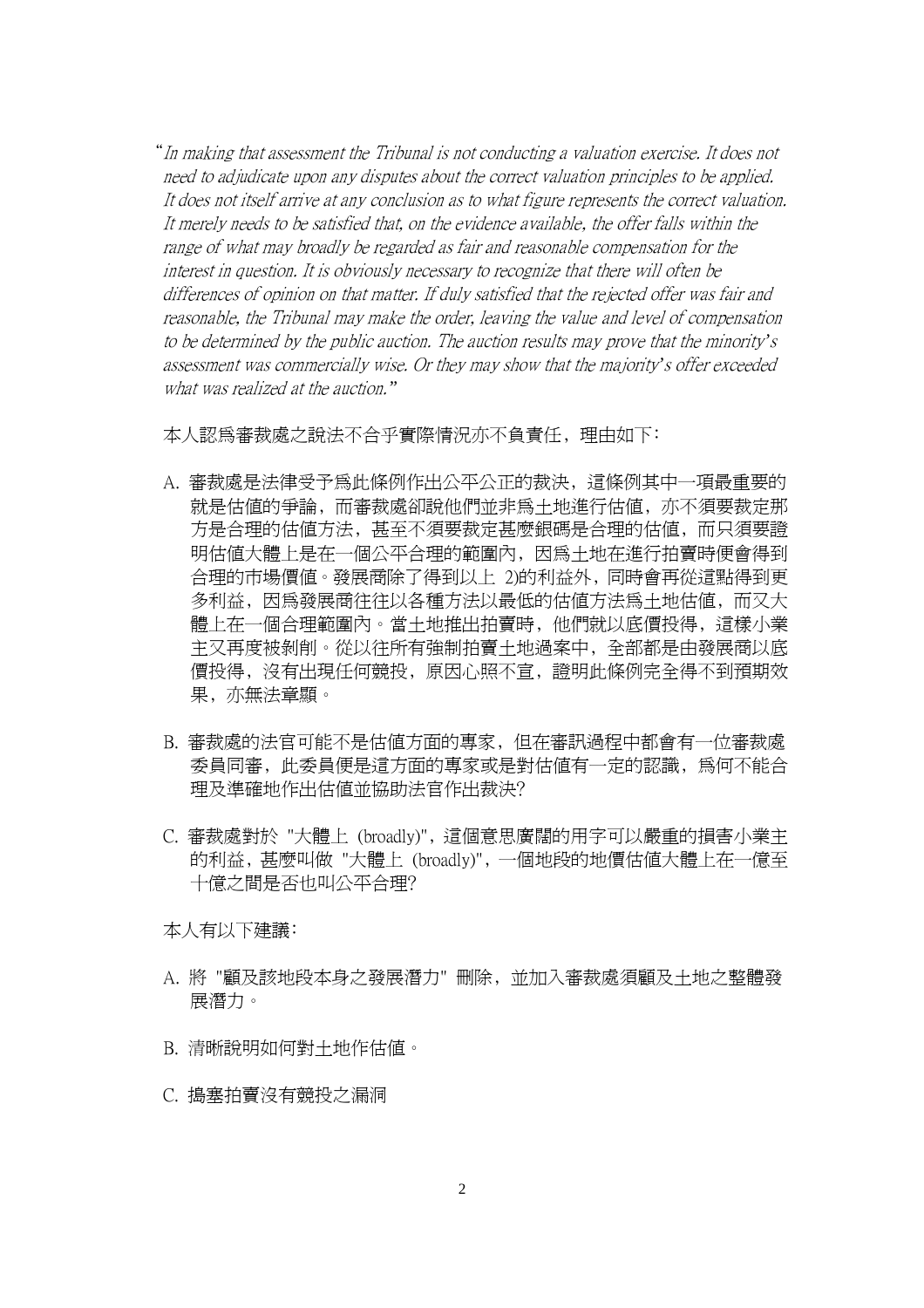"*In making that assessment the Tribunal is not conducting a valuation exercise. It does not need to adjudicate upon any disputes about the correct valuation principles to be applied. It does not itself arrive at any conclusion as to what figure represents the correct valuation. It merely needs to be satisfied that, on the evidence available, the offer falls within the range of what may broadly be regarded as fair and reasonable compensation for the interest in question. It is obviously necessary to recognize that there will often be differences of opinion on that matter. If duly satisfied that the rejected offer was fair and reasonable, the Tribunal may make the order, leaving the value and level of compensation to be determined by the public auction. The auction results may prove that the minority's assessment was commercially wise. Or they may show that the majority's offer exceeded what was realized at the auction.*"

本人認爲審裁處之說法不合乎實際情況亦不負責任，理由如下：

A. 審裁處是法律受予爲此條例作出公平公正的裁決，這條例其中一項最重要的就是估值的爭論，而審裁處卻說他們並非爲土地進行估值，亦不須要裁定那方是合理的估值方法，甚至不須要裁定甚麼銀碼是合理的估值，而只須要證明估值大體上是在一個公平合理的範圍內，因爲土地在進行拍賣時便會得到合理的市場價值。發展商除了得到以上 2)的利益外，同時會再從這點得到更多利益，因爲發展商往往以各種方法以最低的估值方法爲土地估值，而又大體上在一個合理範圍內。當土地推出拍賣時，他們就以底價投得，這樣小業主又再度被剝削。從以往所有強制拍賣土地過案中，全部都是由發展商以底價投得，沒有出現任何競投，原因心照不宣，證明此條例完全得不到預期效果，亦無法章顯。

B. 審裁處的法官可能不是估值方面的專家，但在審訊過程中都會有一位審裁處委員同審，此委員便是這方面的專家或是對估值有一定的認識，爲何不能合理及準確地作出估值並協助法官作出裁決?

C. 審裁處對於 "大體上 (broadly)"，這個意思廣闊的用字可以嚴重的損害小業主的利益，甚麼叫做 "大體上 (broadly)"，一個地段的地價估值大體上在一億至十億之間是否也叫公平合理?

本人有以下建議：

A. 將 "顧及該地段本身之發展潛力" 刪除，並加入審裁處須顧及土地之整體發展潛力。

B. 清晰說明如何對土地作估值。

C. 搗塞拍賣沒有競投之漏洞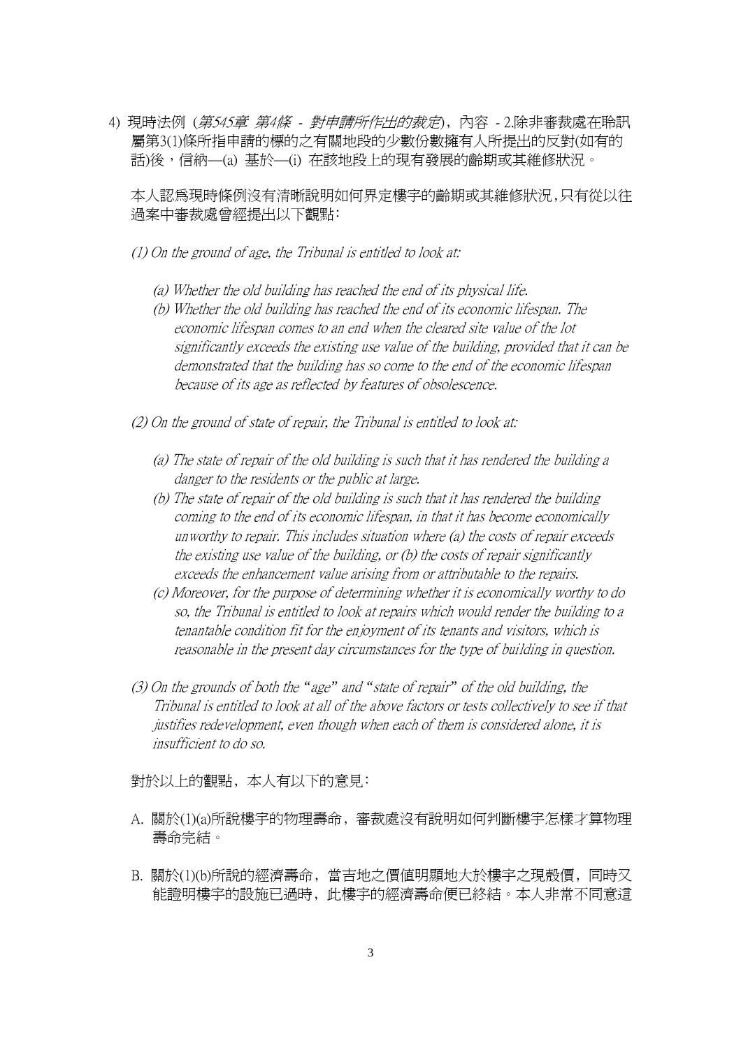4) 現時法例 (*第545章 第4條 - 對申請所作出的裁定*)，內容 - 2.除非審裁處在聆訊屬第3(1)條所指申請的標的之有關地段的少數份數擁有人所提出的反對(如有的話)後，信納—(a) 基於—(i) 在該地段上的現有發展的齡期或其維修狀況。

本人認為現時條例沒有清晰說明如何界定樓宇的齡期或其維修狀況，只有從以往過案中審裁處曾經提出以下觀點：

*(1) On the ground of age, the Tribunal is entitled to look at:*

*(a) Whether the old building has reached the end of its physical life.*

*(b) Whether the old building has reached the end of its economic lifespan. The economic lifespan comes to an end when the cleared site value of the lot significantly exceeds the existing use value of the building, provided that it can be demonstrated that the building has so come to the end of the economic lifespan because of its age as reflected by features of obsolescence.*

*(2) On the ground of state of repair, the Tribunal is entitled to look at:*

*(a) The state of repair of the old building is such that it has rendered the building a danger to the residents or the public at large.*

*(b) The state of repair of the old building is such that it has rendered the building coming to the end of its economic lifespan, in that it has become economically unworthy to repair. This includes situation where (a) the costs of repair exceeds the existing use value of the building, or (b) the costs of repair significantly exceeds the enhancement value arising from or attributable to the repairs.*

*(c) Moreover, for the purpose of determining whether it is economically worthy to do so, the Tribunal is entitled to look at repairs which would render the building to a tenantable condition fit for the enjoyment of its tenants and visitors, which is reasonable in the present day circumstances for the type of building in question.*

*(3) On the grounds of both the "age" and "state of repair" of the old building, the Tribunal is entitled to look at all of the above factors or tests collectively to see if that justifies redevelopment, even though when each of them is considered alone, it is insufficient to do so.*

對於以上的觀點，本人有以下的意見：

A. 關於(1)(a)所說樓宇的物理壽命，審裁處沒有說明如何判斷樓宇怎樣才算物理壽命完結。

B. 關於(1)(b)所說的經濟壽命，當吉地之價值明顯地大於樓宇之現殼價，同時又能證明樓宇的設施已過時，此樓宇的經濟壽命便已終結。本人非常不同意這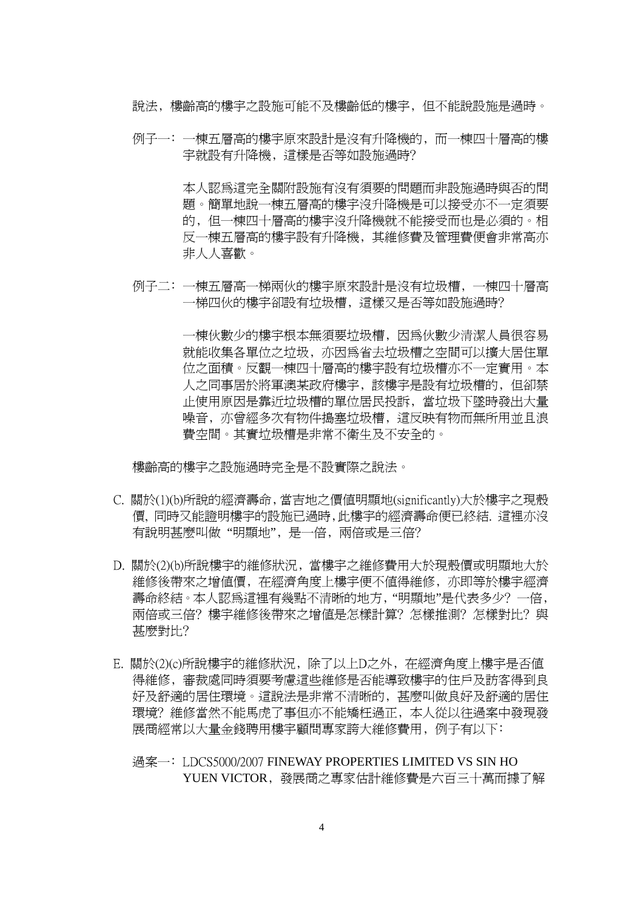說法，樓齡高的樓宇之設施可能不及樓齡低的樓宇，但不能說設施是過時。

例子一：一棟五層高的樓宇原來設計是沒有升降機的，而一棟四十層高的樓宇就設有升降機，這樣是否等如設施過時?

本人認爲這完全關附設施有沒有須要的問題而非設施過時與否的問題。簡單地說一棟五層高的樓宇沒升降機是可以接受亦不一定須要的，但一棟四十層高的樓宇沒升降機就不能接受而也是必須的。相反一棟五層高的樓宇設有升降機，其維修費及管理費便會非常高亦非人人喜歡。

例子二：一棟五層高一梯兩伙的樓宇原來設計是沒有垃圾槽，一棟四十層高一梯四伙的樓宇卻設有垃圾槽，這樣又是否等如設施過時?

一棟伙數少的樓宇根本無須要垃圾槽，因爲伙數少清潔人員很容易就能收集各單位之垃圾，亦因爲省去垃圾槽之空間可以擴大居住單位之面積。反觀一棟四十層高的樓宇設有垃圾槽亦不一定實用。本人之同事居於將軍澳某政府樓宇，該樓宇是設有垃圾槽的，但卻禁止使用原因是靠近垃圾槽的單位居民投訴，當垃圾下墜時發出大量噪音，亦曾經多次有物件搗塞垃圾槽，這反映有物而無所用並且浪費空間。其實垃圾槽是非常不衛生及不安全的。

樓齡高的樓宇之設施過時完全是不設實際之說法。

C. 關於(1)(b)所說的經濟壽命，當吉地之價值明顯地(significantly)大於樓宇之現殼價，同時又能證明樓宇的設施已過時，此樓宇的經濟壽命便已終結. 這裡亦沒有說明甚麼叫做 “明顯地”，是一倍，兩倍或是三倍?

D. 關於(2)(b)所說樓宇的維修狀況，當樓宇之維修費用大於現殼價或明顯地大於維修後帶來之增值價，在經濟角度上樓宇便不值得維修，亦即等於樓宇經濟壽命終結。本人認爲這裡有幾點不清晰的地方，“明顯地”是代表多少? 一倍，兩倍或三倍? 樓宇維修後帶來之增值是怎樣計算? 怎樣推測? 怎樣對比? 與甚麼對比?

E. 關於(2)(c)所說樓宇的維修狀況，除了以上D之外，在經濟角度上樓宇是否值得維修，審裁處同時須要考慮這些維修是否能導致樓宇的住戶及訪客得到良好及舒適的居住環境。這說法是非常不清晰的，甚麼叫做良好及舒適的居住環境? 維修當然不能馬虎了事但亦不能矯枉過正，本人從以往過案中發現發展商經常以大量金錢聘用樓宇顧問專家誇大維修費用，例子有以下：

過案一：LDCS5000/2007 FINEWAY PROPERTIES LIMITED VS SIN HO YUEN VICTOR，發展商之專家估計維修費是六百三十萬而據了解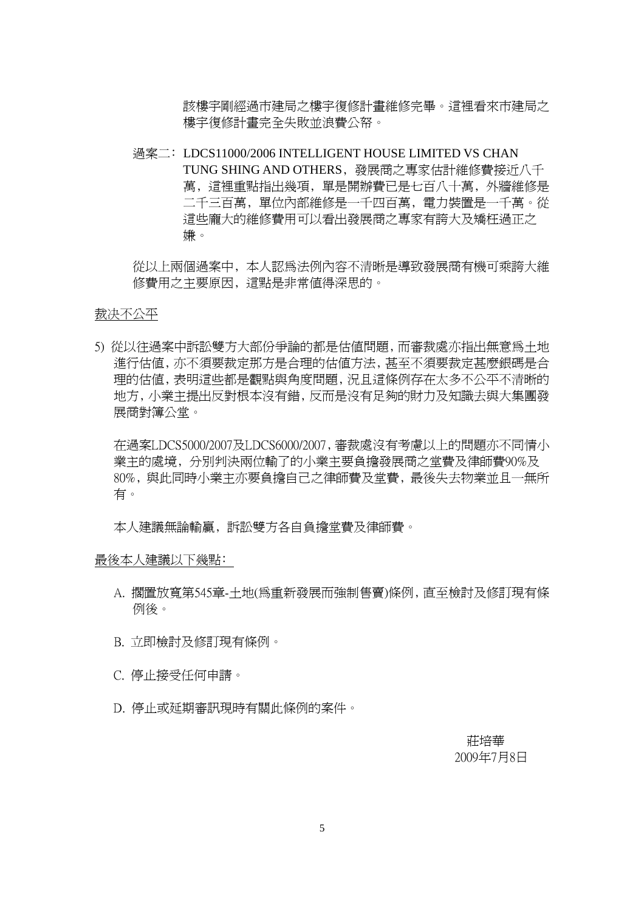該樓宇剛經過市建局之樓宇復修計畫維修完畢。這裡看來市建局之樓宇復修計畫完全失敗並浪費公帑。

過案二：LDCS11000/2006 INTELLIGENT HOUSE LIMITED VS CHAN TUNG SHING AND OTHERS，發展商之專家估計維修費接近八千萬，這裡重點指出幾項，單是開辦費已是七百八十萬，外牆維修是二千三百萬，單位內部維修是一千四百萬，電力裝置是一千萬。從這些龐大的維修費用可以看出發展商之專家有誇大及矯枉過正之嫌。

從以上兩個過案中，本人認爲法例內容不清晰是導致發展商有機可乘誇大維修費用之主要原因，這點是非常值得深思的。

裁決不公平

5) 從以往過案中訴訟雙方大部份爭論的都是估值問題，而審裁處亦指出無意爲土地進行估值，亦不須要裁定那方是合理的估值方法，甚至不須要裁定甚麼銀碼是合理的估值，表明這些都是觀點與角度問題，況且這條例存在太多不公平不清晰的地方，小業主提出反對根本沒有錯，反而是沒有足夠的財力及知識去與大集團發展商對簿公堂。

在過案LDCS5000/2007及LDCS6000/2007，審裁處沒有考慮以上的問題亦不同情小業主的處境，分別判決兩位輸了的小業主要負擔發展商之堂費及律師費90%及80%，與此同時小業主亦要負擔自己之律師費及堂費，最後失去物業並且一無所有。

本人建議無論輸贏，訴訟雙方各自負擔堂費及律師費。

最後本人建議以下幾點：

A. 擱置放寬第545章-土地(爲重新發展而強制售賣)條例，直至檢討及修訂現有條例後。

B. 立即檢討及修訂現有條例。

C. 停止接受任何申請。

D. 停止或延期審訊現時有關此條例的案件。

莊培華
2009年7月8日